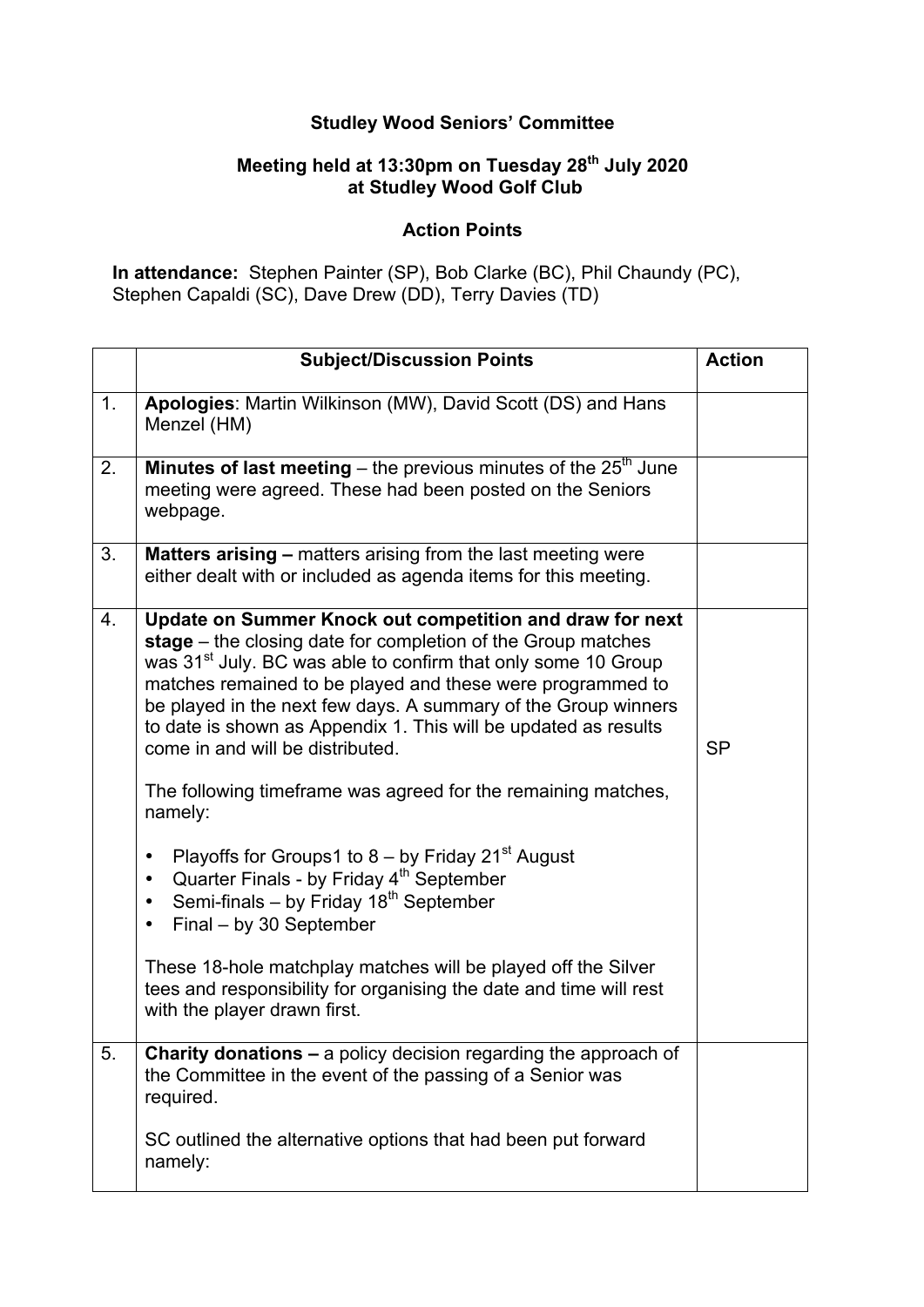**Studley Wood Seniors' Committee**

**Meeting held at 13:30pm on Tuesday 28th July 2020**
**at Studley Wood Golf Club**

**Action Points**

**In attendance:** Stephen Painter (SP), Bob Clarke (BC), Phil Chaundy (PC), Stephen Capaldi (SC), Dave Drew (DD), Terry Davies (TD)

| | Subject/Discussion Points | Action |
|---|---|---|
| 1. | **Apologies**: Martin Wilkinson (MW), David Scott (DS) and Hans Menzel (HM) | |
| 2. | **Minutes of last meeting** – the previous minutes of the 25th June meeting were agreed. These had been posted on the Seniors webpage. | |
| 3. | **Matters arising –** matters arising from the last meeting were either dealt with or included as agenda items for this meeting. | |
| 4. | **Update on Summer Knock out competition and draw for next stage** – the closing date for completion of the Group matches was 31st July. BC was able to confirm that only some 10 Group matches remained to be played and these were programmed to be played in the next few days. A summary of the Group winners to date is shown as Appendix 1. This will be updated as results come in and will be distributed.<br><br>The following timeframe was agreed for the remaining matches, namely:<br><br>• Playoffs for Groups1 to 8 – by Friday 21st August<br>• Quarter Finals - by Friday 4th September<br>• Semi-finals – by Friday 18th September<br>• Final – by 30 September<br><br>These 18-hole matchplay matches will be played off the Silver tees and responsibility for organising the date and time will rest with the player drawn first. | SP |
| 5. | **Charity donations –** a policy decision regarding the approach of the Committee in the event of the passing of a Senior was required.<br><br>SC outlined the alternative options that had been put forward namely: | |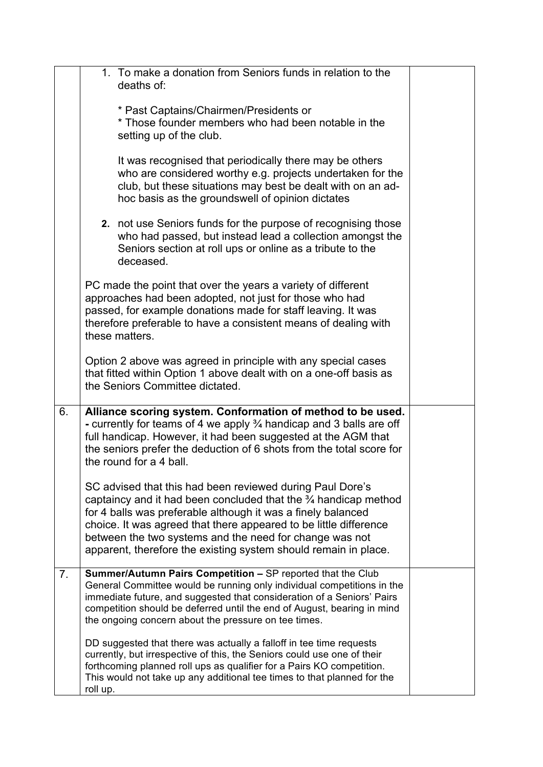| | | |
|---|---|---|
| | 1. To make a donation from Seniors funds in relation to the deaths of:<br><br>* Past Captains/Chairmen/Presidents or<br>* Those founder members who had been notable in the setting up of the club.<br><br>It was recognised that periodically there may be others who are considered worthy e.g. projects undertaken for the club, but these situations may best be dealt with on an ad-hoc basis as the groundswell of opinion dictates<br><br>**2.** not use Seniors funds for the purpose of recognising those who had passed, but instead lead a collection amongst the Seniors section at roll ups or online as a tribute to the deceased.<br><br>PC made the point that over the years a variety of different approaches had been adopted, not just for those who had passed, for example donations made for staff leaving. It was therefore preferable to have a consistent means of dealing with these matters.<br><br>Option 2 above was agreed in principle with any special cases that fitted within Option 1 above dealt with on a one-off basis as the Seniors Committee dictated. | |
| 6. | **Alliance scoring system. Conformation of method to be used. -** currently for teams of 4 we apply ¾ handicap and 3 balls are off full handicap. However, it had been suggested at the AGM that the seniors prefer the deduction of 6 shots from the total score for the round for a 4 ball.<br><br>SC advised that this had been reviewed during Paul Dore's captaincy and it had been concluded that the ¾ handicap method for 4 balls was preferable although it was a finely balanced choice. It was agreed that there appeared to be little difference between the two systems and the need for change was not apparent, therefore the existing system should remain in place. | |
| 7. | **Summer/Autumn Pairs Competition –** SP reported that the Club General Committee would be running only individual competitions in the immediate future, and suggested that consideration of a Seniors' Pairs competition should be deferred until the end of August, bearing in mind the ongoing concern about the pressure on tee times.<br><br>DD suggested that there was actually a falloff in tee time requests currently, but irrespective of this, the Seniors could use one of their forthcoming planned roll ups as qualifier for a Pairs KO competition. This would not take up any additional tee times to that planned for the roll up. | |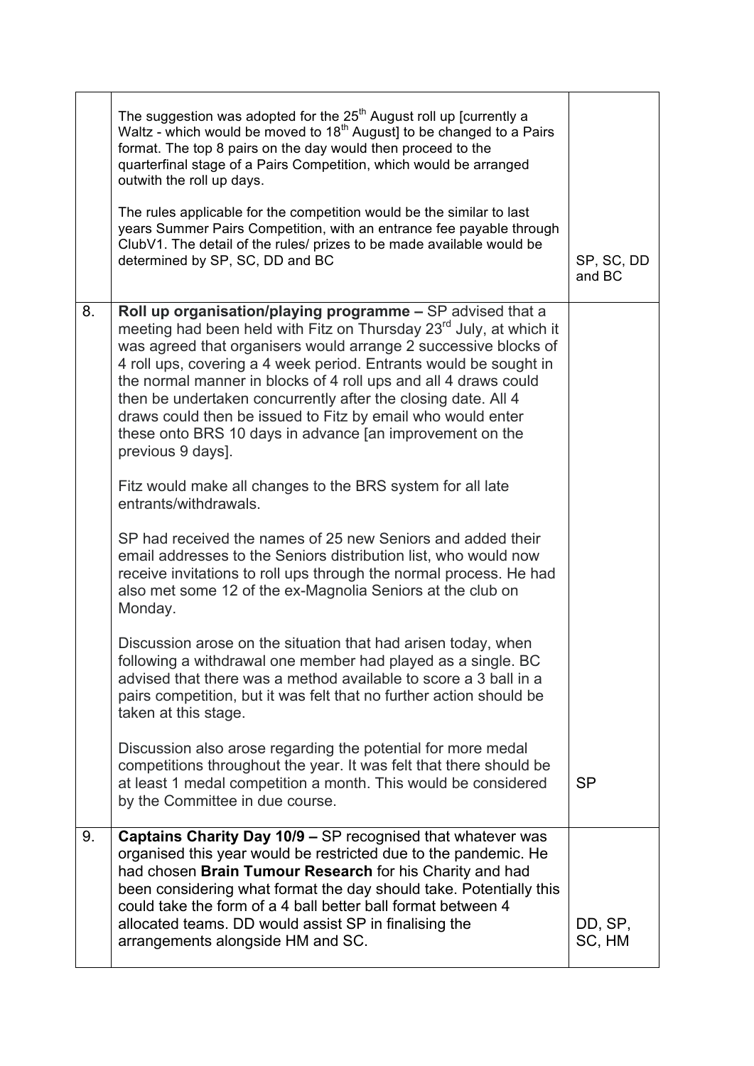| | | |
|---|---|---|
| | The suggestion was adopted for the 25th August roll up [currently a Waltz - which would be moved to 18th August] to be changed to a Pairs format. The top 8 pairs on the day would then proceed to the quarterfinal stage of a Pairs Competition, which would be arranged outwith the roll up days.<br><br>The rules applicable for the competition would be the similar to last years Summer Pairs Competition, with an entrance fee payable through ClubV1. The detail of the rules/ prizes to be made available would be determined by SP, SC, DD and BC | SP, SC, DD and BC |
| 8. | **Roll up organisation/playing programme –** SP advised that a meeting had been held with Fitz on Thursday 23rd July, at which it was agreed that organisers would arrange 2 successive blocks of 4 roll ups, covering a 4 week period. Entrants would be sought in the normal manner in blocks of 4 roll ups and all 4 draws could then be undertaken concurrently after the closing date. All 4 draws could then be issued to Fitz by email who would enter these onto BRS 10 days in advance [an improvement on the previous 9 days].<br><br>Fitz would make all changes to the BRS system for all late entrants/withdrawals.<br><br>SP had received the names of 25 new Seniors and added their email addresses to the Seniors distribution list, who would now receive invitations to roll ups through the normal process. He had also met some 12 of the ex-Magnolia Seniors at the club on Monday.<br><br>Discussion arose on the situation that had arisen today, when following a withdrawal one member had played as a single. BC advised that there was a method available to score a 3 ball in a pairs competition, but it was felt that no further action should be taken at this stage.<br><br>Discussion also arose regarding the potential for more medal competitions throughout the year. It was felt that there should be at least 1 medal competition a month. This would be considered by the Committee in due course. | SP |
| 9. | **Captains Charity Day 10/9 –** SP recognised that whatever was organised this year would be restricted due to the pandemic. He had chosen **Brain Tumour Research** for his Charity and had been considering what format the day should take. Potentially this could take the form of a 4 ball better ball format between 4 allocated teams. DD would assist SP in finalising the arrangements alongside HM and SC. | DD, SP, SC, HM |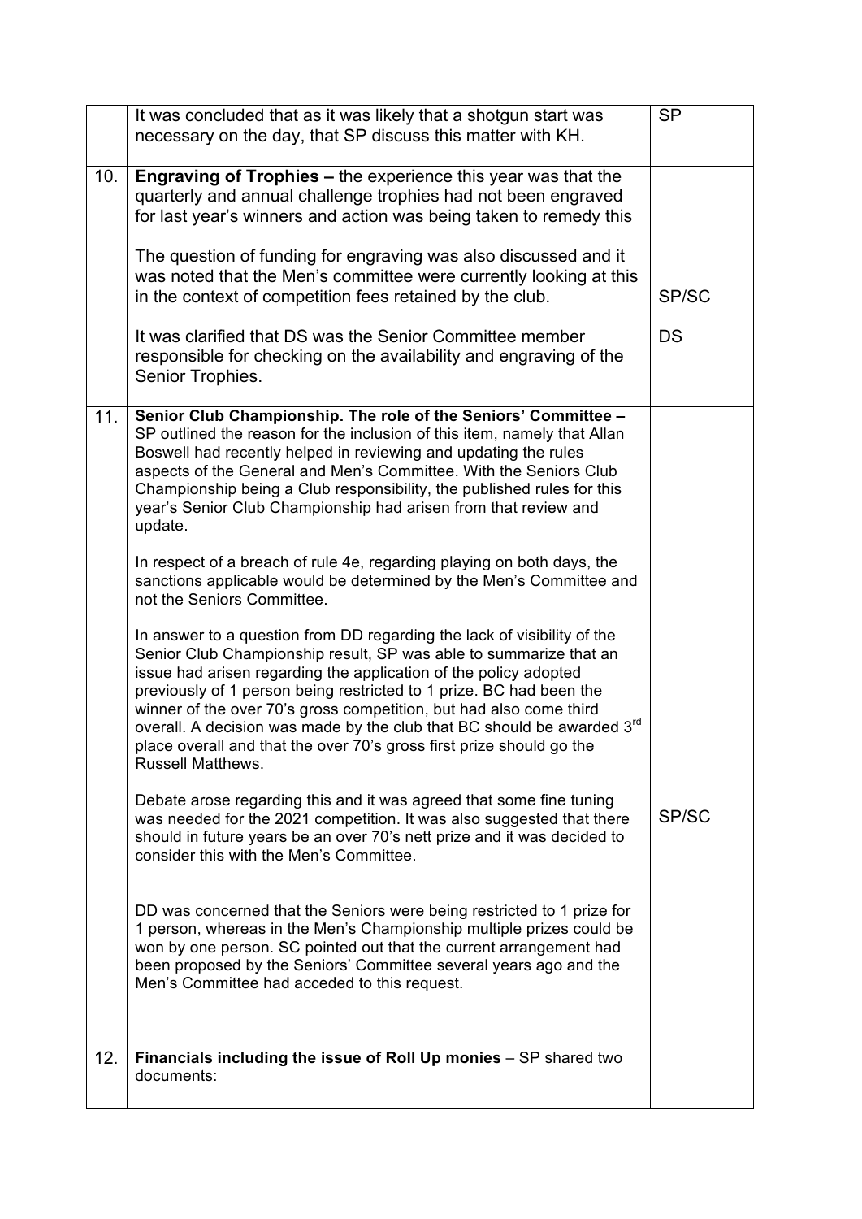|  |  |  |
|---|---|---|
|  | It was concluded that as it was likely that a shotgun start was necessary on the day, that SP discuss this matter with KH. | SP |
| 10. | **Engraving of Trophies –** the experience this year was that the quarterly and annual challenge trophies had not been engraved for last year's winners and action was being taken to remedy this<br><br>The question of funding for engraving was also discussed and it was noted that the Men's committee were currently looking at this in the context of competition fees retained by the club.<br><br>It was clarified that DS was the Senior Committee member responsible for checking on the availability and engraving of the Senior Trophies. | <br><br><br><br>SP/SC<br><br>DS |
| 11. | **Senior Club Championship. The role of the Seniors' Committee –** SP outlined the reason for the inclusion of this item, namely that Allan Boswell had recently helped in reviewing and updating the rules aspects of the General and Men's Committee. With the Seniors Club Championship being a Club responsibility, the published rules for this year's Senior Club Championship had arisen from that review and update.<br><br>In respect of a breach of rule 4e, regarding playing on both days, the sanctions applicable would be determined by the Men's Committee and not the Seniors Committee.<br><br>In answer to a question from DD regarding the lack of visibility of the Senior Club Championship result, SP was able to summarize that an issue had arisen regarding the application of the policy adopted previously of 1 person being restricted to 1 prize. BC had been the winner of the over 70's gross competition, but had also come third overall. A decision was made by the club that BC should be awarded 3rd place overall and that the over 70's gross first prize should go the Russell Matthews.<br><br>Debate arose regarding this and it was agreed that some fine tuning was needed for the 2021 competition. It was also suggested that there should in future years be an over 70's nett prize and it was decided to consider this with the Men's Committee.<br><br>DD was concerned that the Seniors were being restricted to 1 prize for 1 person, whereas in the Men's Championship multiple prizes could be won by one person. SC pointed out that the current arrangement had been proposed by the Seniors' Committee several years ago and the Men's Committee had acceded to this request. | <br><br><br><br><br><br><br><br><br><br><br><br><br><br><br><br><br><br>SP/SC |
| 12. | **Financials including the issue of Roll Up monies** – SP shared two documents: |  |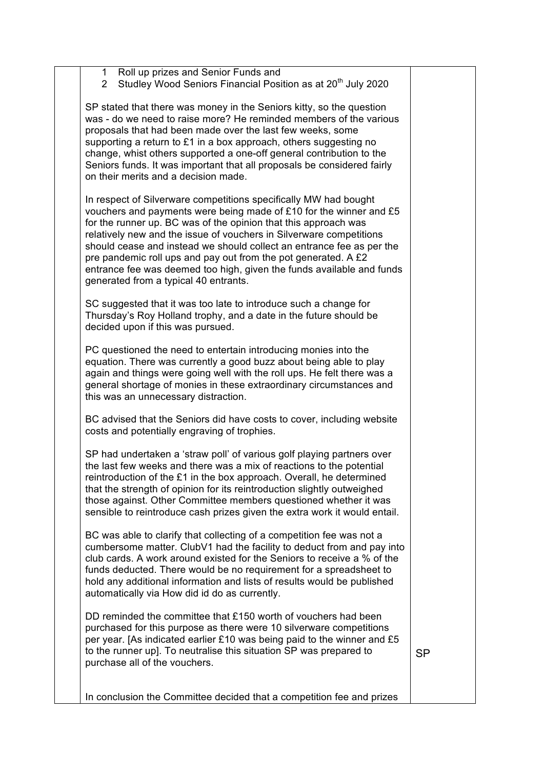| | | |
|---|---|---|
| | 1 Roll up prizes and Senior Funds and<br>2 Studley Wood Seniors Financial Position as at 20th July 2020<br><br>SP stated that there was money in the Seniors kitty, so the question was - do we need to raise more? He reminded members of the various proposals that had been made over the last few weeks, some supporting a return to £1 in a box approach, others suggesting no change, whist others supported a one-off general contribution to the Seniors funds. It was important that all proposals be considered fairly on their merits and a decision made.<br><br>In respect of Silverware competitions specifically MW had bought vouchers and payments were being made of £10 for the winner and £5 for the runner up. BC was of the opinion that this approach was relatively new and the issue of vouchers in Silverware competitions should cease and instead we should collect an entrance fee as per the pre pandemic roll ups and pay out from the pot generated. A £2 entrance fee was deemed too high, given the funds available and funds generated from a typical 40 entrants.<br><br>SC suggested that it was too late to introduce such a change for Thursday's Roy Holland trophy, and a date in the future should be decided upon if this was pursued.<br><br>PC questioned the need to entertain introducing monies into the equation. There was currently a good buzz about being able to play again and things were going well with the roll ups. He felt there was a general shortage of monies in these extraordinary circumstances and this was an unnecessary distraction.<br><br>BC advised that the Seniors did have costs to cover, including website costs and potentially engraving of trophies.<br><br>SP had undertaken a 'straw poll' of various golf playing partners over the last few weeks and there was a mix of reactions to the potential reintroduction of the £1 in the box approach. Overall, he determined that the strength of opinion for its reintroduction slightly outweighed those against. Other Committee members questioned whether it was sensible to reintroduce cash prizes given the extra work it would entail.<br><br>BC was able to clarify that collecting of a competition fee was not a cumbersome matter. ClubV1 had the facility to deduct from and pay into club cards. A work around existed for the Seniors to receive a % of the funds deducted. There would be no requirement for a spreadsheet to hold any additional information and lists of results would be published automatically via How did id do as currently.<br><br>DD reminded the committee that £150 worth of vouchers had been purchased for this purpose as there were 10 silverware competitions per year. [As indicated earlier £10 was being paid to the winner and £5 to the runner up]. To neutralise this situation SP was prepared to purchase all of the vouchers.<br><br>In conclusion the Committee decided that a competition fee and prizes | SP |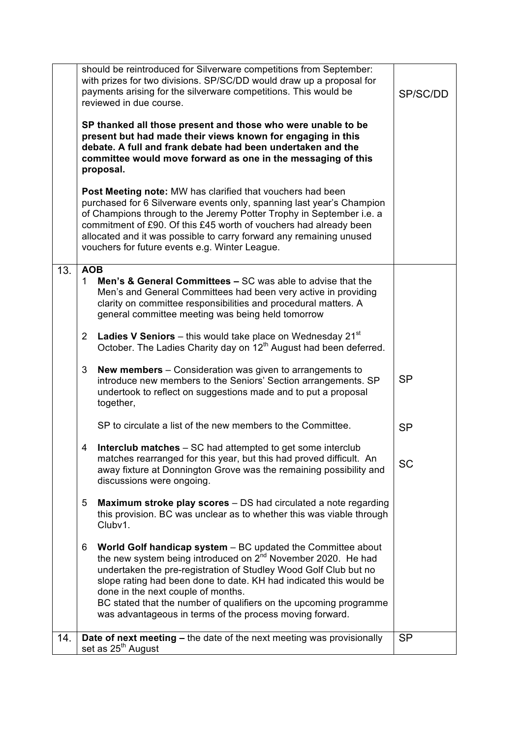| | | |
|---|---|---|
| | should be reintroduced for Silverware competitions from September: with prizes for two divisions. SP/SC/DD would draw up a proposal for payments arising for the silverware competitions. This would be reviewed in due course.<br><br>**SP thanked all those present and those who were unable to be present but had made their views known for engaging in this debate. A full and frank debate had been undertaken and the committee would move forward as one in the messaging of this proposal.**<br><br>**Post Meeting note:** MW has clarified that vouchers had been purchased for 6 Silverware events only, spanning last year's Champion of Champions through to the Jeremy Potter Trophy in September i.e. a commitment of £90. Of this £45 worth of vouchers had already been allocated and it was possible to carry forward any remaining unused vouchers for future events e.g. Winter League. | SP/SC/DD |
| 13. | **AOB**<br>1 **Men's & General Committees –** SC was able to advise that the Men's and General Committees had been very active in providing clarity on committee responsibilities and procedural matters. A general committee meeting was being held tomorrow<br><br>2 **Ladies V Seniors** – this would take place on Wednesday 21st October. The Ladies Charity day on 12th August had been deferred.<br><br>3 **New members** – Consideration was given to arrangements to introduce new members to the Seniors' Section arrangements. SP undertook to reflect on suggestions made and to put a proposal together,<br><br>SP to circulate a list of the new members to the Committee.<br><br>4 **Interclub matches** – SC had attempted to get some interclub matches rearranged for this year, but this had proved difficult. An away fixture at Donnington Grove was the remaining possibility and discussions were ongoing.<br><br>5 **Maximum stroke play scores** – DS had circulated a note regarding this provision. BC was unclear as to whether this was viable through Clubv1.<br><br>6 **World Golf handicap system** – BC updated the Committee about the new system being introduced on 2nd November 2020. He had undertaken the pre-registration of Studley Wood Golf Club but no slope rating had been done to date. KH had indicated this would be done in the next couple of months.<br>BC stated that the number of qualifiers on the upcoming programme was advantageous in terms of the process moving forward. | <br><br><br><br><br><br><br><br>SP<br><br><br>SP<br><br>SC |
| 14. | **Date of next meeting –** the date of the next meeting was provisionally set as 25th August | SP |